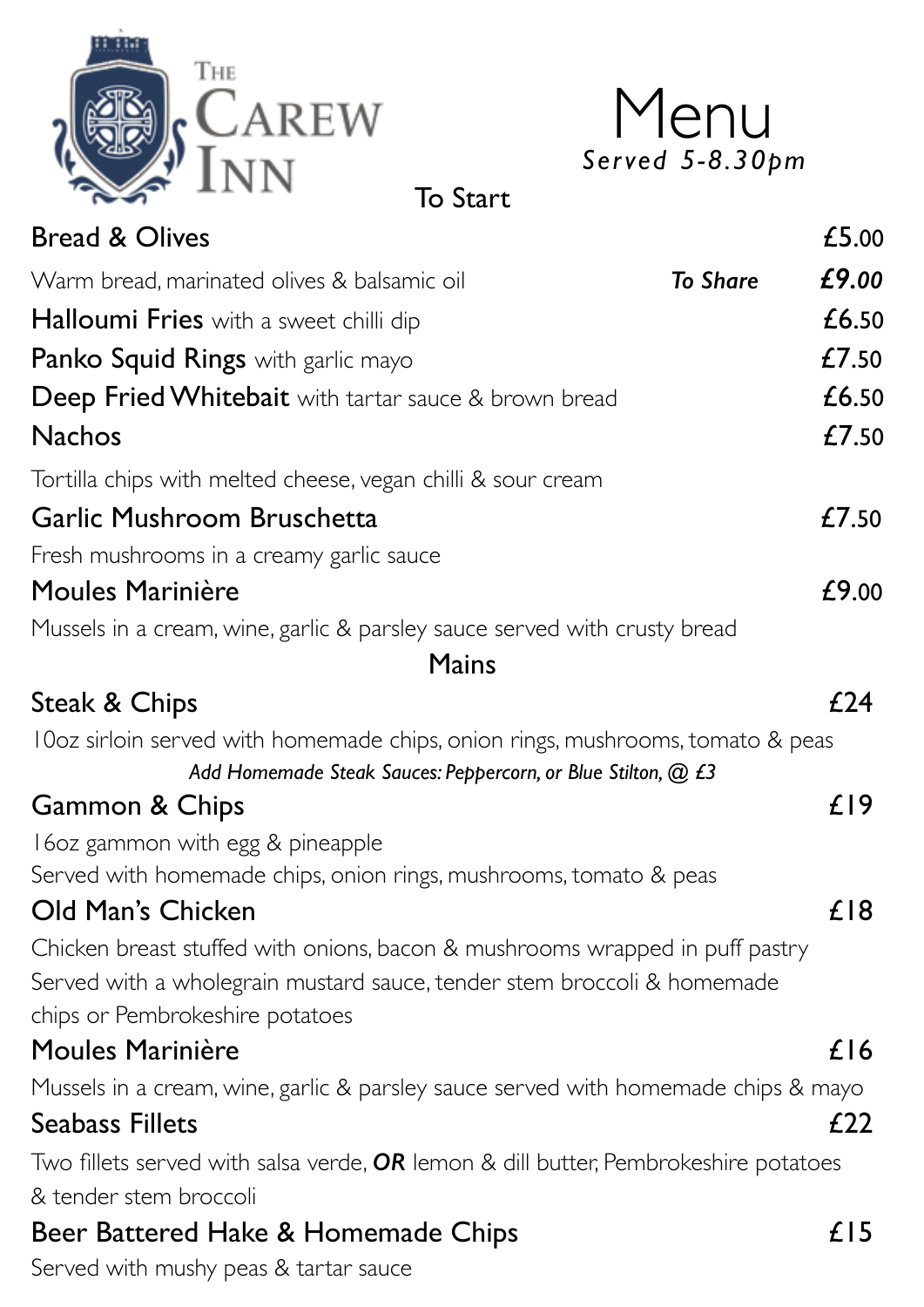# The Carew Inn

# Menu

*Served 5-8.30pm*

## To Start

**Bread & Olives** £5.00

Warm bread, marinated olives & balsamic oil *To Share* ***£9.00***

**Halloumi Fries** with a sweet chilli dip £6.50

**Panko Squid Rings** with garlic mayo £7.50

**Deep Fried Whitebait** with tartar sauce & brown bread £6.50

**Nachos** £7.50

Tortilla chips with melted cheese, vegan chilli & sour cream

**Garlic Mushroom Bruschetta** £7.50

Fresh mushrooms in a creamy garlic sauce

**Moules Marinière** £9.00

Mussels in a cream, wine, garlic & parsley sauce served with crusty bread

## Mains

**Steak & Chips** £24

10oz sirloin served with homemade chips, onion rings, mushrooms, tomato & peas

*Add Homemade Steak Sauces: Peppercorn, or Blue Stilton, @ £3*

**Gammon & Chips** £19

16oz gammon with egg & pineapple

Served with homemade chips, onion rings, mushrooms, tomato & peas

**Old Man's Chicken** £18

Chicken breast stuffed with onions, bacon & mushrooms wrapped in puff pastry

Served with a wholegrain mustard sauce, tender stem broccoli & homemade chips or Pembrokeshire potatoes

**Moules Marinière** £16

Mussels in a cream, wine, garlic & parsley sauce served with homemade chips & mayo

**Seabass Fillets** £22

Two fillets served with salsa verde, ***OR*** lemon & dill butter, Pembrokeshire potatoes & tender stem broccoli

**Beer Battered Hake & Homemade Chips** £15

Served with mushy peas & tartar sauce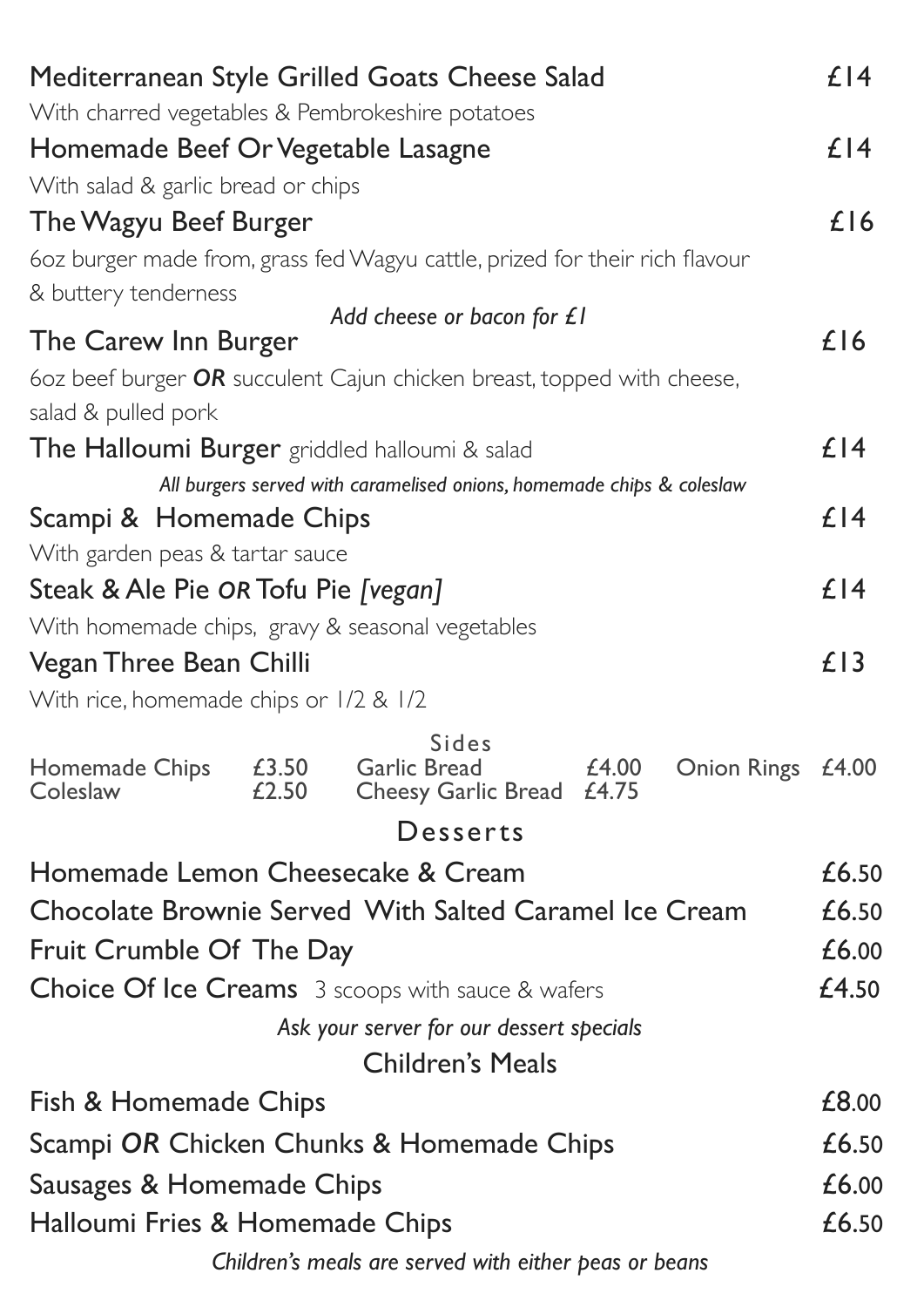**Mediterranean Style Grilled Goats Cheese Salad** £14
With charred vegetables & Pembrokeshire potatoes

**Homemade Beef Or Vegetable Lasagne** £14
With salad & garlic bread or chips

**The Wagyu Beef Burger** £16
6oz burger made from, grass fed Wagyu cattle, prized for their rich flavour & buttery tenderness

*Add cheese or bacon for £1*

**The Carew Inn Burger** £16
6oz beef burger ***OR*** succulent Cajun chicken breast, topped with cheese, salad & pulled pork

**The Halloumi Burger** griddled halloumi & salad £14

*All burgers served with caramelised onions, homemade chips & coleslaw*

**Scampi & Homemade Chips** £14
With garden peas & tartar sauce

**Steak & Ale Pie *OR* Tofu Pie *[vegan]*** £14
With homemade chips, gravy & seasonal vegetables

**Vegan Three Bean Chilli** £13
With rice, homemade chips or 1/2 & 1/2

## Sides

| | | | | | |
|---|---|---|---|---|---|
| Homemade Chips | £3.50 | Garlic Bread | £4.00 | Onion Rings | £4.00 |
| Coleslaw | £2.50 | Cheesy Garlic Bread | £4.75 | | |

## Desserts

**Homemade Lemon Cheesecake & Cream** £6.50

**Chocolate Brownie Served With Salted Caramel Ice Cream** £6.50

**Fruit Crumble Of The Day** £6.00

**Choice Of Ice Creams** 3 scoops with sauce & wafers £4.50

*Ask your server for our dessert specials*

## Children's Meals

**Fish & Homemade Chips** £8.00

**Scampi *OR* Chicken Chunks & Homemade Chips** £6.50

**Sausages & Homemade Chips** £6.00

**Halloumi Fries & Homemade Chips** £6.50

*Children's meals are served with either peas or beans*